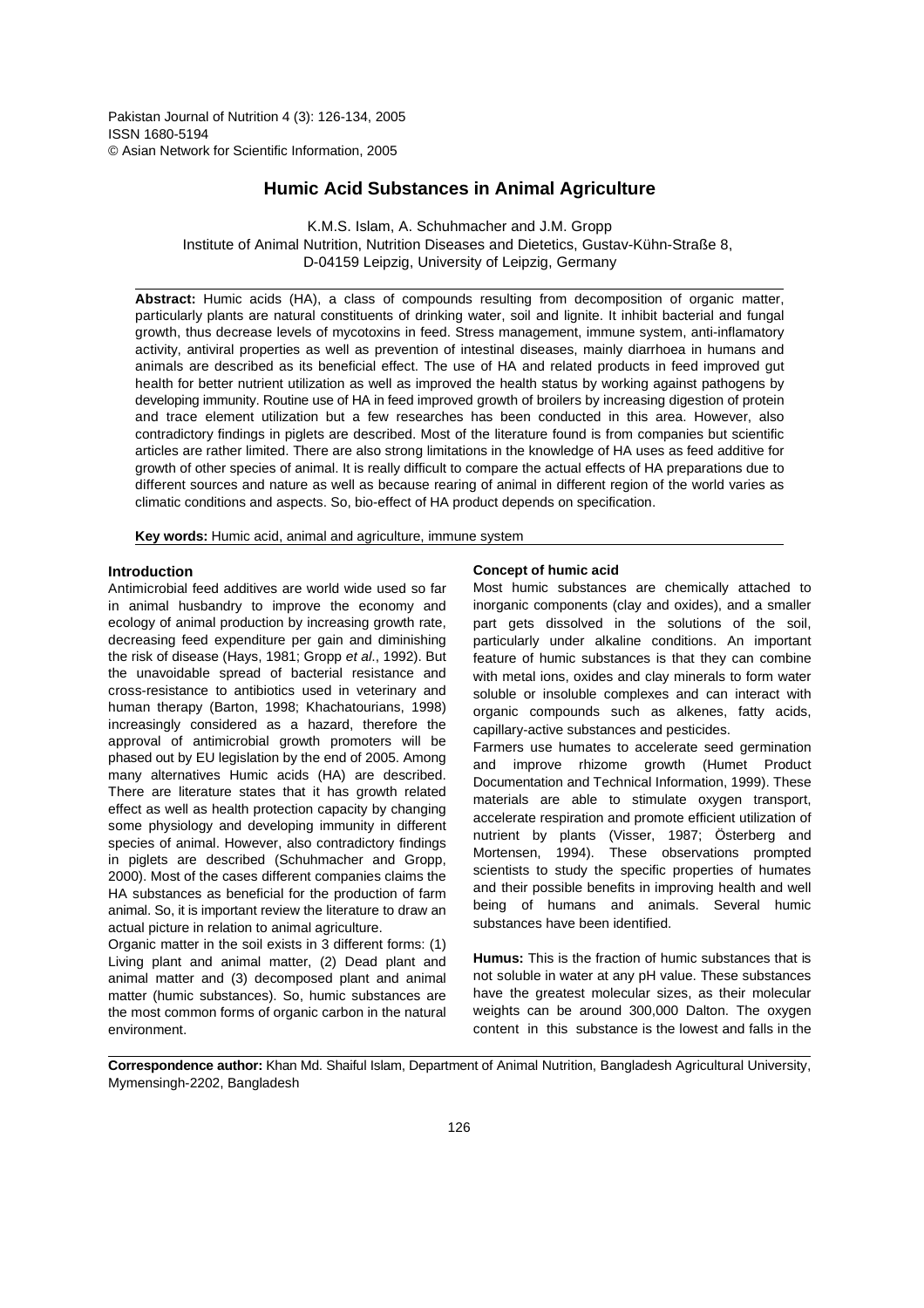Pakistan Journal of Nutrition 4 (3): 126-134, 2005
ISSN 1680-5194
© Asian Network for Scientific Information, 2005

# Humic Acid Substances in Animal Agriculture

K.M.S. Islam, A. Schuhmacher and J.M. Gropp
Institute of Animal Nutrition, Nutrition Diseases and Dietetics, Gustav-Kühn-Straße 8, D-04159 Leipzig, University of Leipzig, Germany

**Abstract:** Humic acids (HA), a class of compounds resulting from decomposition of organic matter, particularly plants are natural constituents of drinking water, soil and lignite. It inhibit bacterial and fungal growth, thus decrease levels of mycotoxins in feed. Stress management, immune system, anti-inflamatory activity, antiviral properties as well as prevention of intestinal diseases, mainly diarrhoea in humans and animals are described as its beneficial effect. The use of HA and related products in feed improved gut health for better nutrient utilization as well as improved the health status by working against pathogens by developing immunity. Routine use of HA in feed improved growth of broilers by increasing digestion of protein and trace element utilization but a few researches has been conducted in this area. However, also contradictory findings in piglets are described. Most of the literature found is from companies but scientific articles are rather limited. There are also strong limitations in the knowledge of HA uses as feed additive for growth of other species of animal. It is really difficult to compare the actual effects of HA preparations due to different sources and nature as well as because rearing of animal in different region of the world varies as climatic conditions and aspects. So, bio-effect of HA product depends on specification.

**Key words:** Humic acid, animal and agriculture, immune system

## Introduction

Antimicrobial feed additives are world wide used so far in animal husbandry to improve the economy and ecology of animal production by increasing growth rate, decreasing feed expenditure per gain and diminishing the risk of disease (Hays, 1981; Gropp *et al*., 1992). But the unavoidable spread of bacterial resistance and cross-resistance to antibiotics used in veterinary and human therapy (Barton, 1998; Khachatourians, 1998) increasingly considered as a hazard, therefore the approval of antimicrobial growth promoters will be phased out by EU legislation by the end of 2005. Among many alternatives Humic acids (HA) are described. There are literature states that it has growth related effect as well as health protection capacity by changing some physiology and developing immunity in different species of animal. However, also contradictory findings in piglets are described (Schuhmacher and Gropp, 2000). Most of the cases different companies claims the HA substances as beneficial for the production of farm animal. So, it is important review the literature to draw an actual picture in relation to animal agriculture.

Organic matter in the soil exists in 3 different forms: (1) Living plant and animal matter, (2) Dead plant and animal matter and (3) decomposed plant and animal matter (humic substances). So, humic substances are the most common forms of organic carbon in the natural environment.

## Concept of humic acid

Most humic substances are chemically attached to inorganic components (clay and oxides), and a smaller part gets dissolved in the solutions of the soil, particularly under alkaline conditions. An important feature of humic substances is that they can combine with metal ions, oxides and clay minerals to form water soluble or insoluble complexes and can interact with organic compounds such as alkenes, fatty acids, capillary-active substances and pesticides.

Farmers use humates to accelerate seed germination and improve rhizome growth (Humet Product Documentation and Technical Information, 1999). These materials are able to stimulate oxygen transport, accelerate respiration and promote efficient utilization of nutrient by plants (Visser, 1987; Österberg and Mortensen, 1994). These observations prompted scientists to study the specific properties of humates and their possible benefits in improving health and well being of humans and animals. Several humic substances have been identified.

**Humus:** This is the fraction of humic substances that is not soluble in water at any pH value. These substances have the greatest molecular sizes, as their molecular weights can be around 300,000 Dalton. The oxygen content in this substance is the lowest and falls in the

**Correspondence author:** Khan Md. Shaiful Islam, Department of Animal Nutrition, Bangladesh Agricultural University, Mymensingh-2202, Bangladesh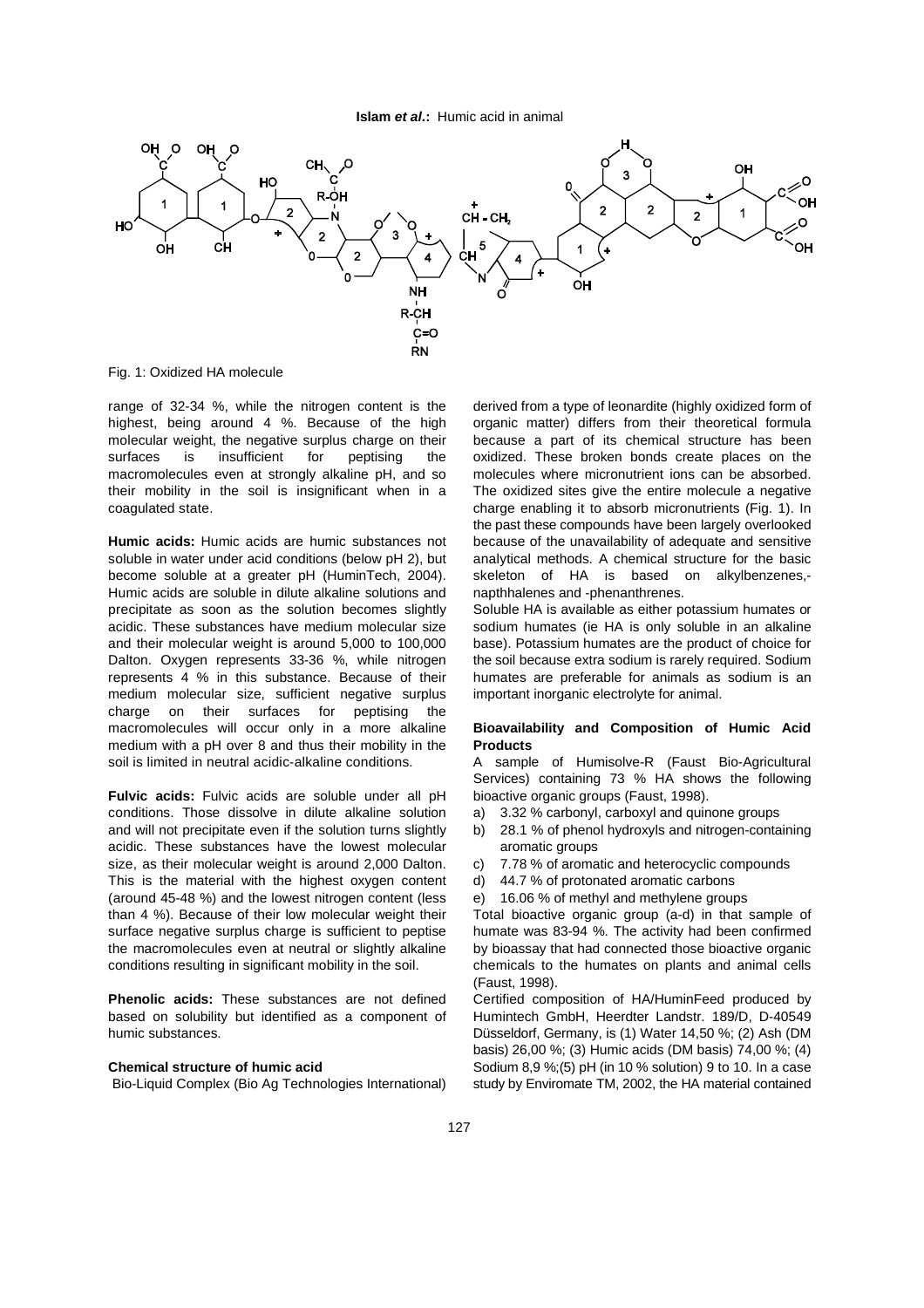Fig. 1: Oxidized HA molecule

range of 32-34 %, while the nitrogen content is the highest, being around 4 %. Because of the high molecular weight, the negative surplus charge on their surfaces is insufficient for peptising the macromolecules even at strongly alkaline pH, and so their mobility in the soil is insignificant when in a coagulated state.

**Humic acids:** Humic acids are humic substances not soluble in water under acid conditions (below pH 2), but become soluble at a greater pH (HuminTech, 2004). Humic acids are soluble in dilute alkaline solutions and precipitate as soon as the solution becomes slightly acidic. These substances have medium molecular size and their molecular weight is around 5,000 to 100,000 Dalton. Oxygen represents 33-36 %, while nitrogen represents 4 % in this substance. Because of their medium molecular size, sufficient negative surplus charge on their surfaces for peptising the macromolecules will occur only in a more alkaline medium with a pH over 8 and thus their mobility in the soil is limited in neutral acidic-alkaline conditions.

**Fulvic acids:** Fulvic acids are soluble under all pH conditions. Those dissolve in dilute alkaline solution and will not precipitate even if the solution turns slightly acidic. These substances have the lowest molecular size, as their molecular weight is around 2,000 Dalton. This is the material with the highest oxygen content (around 45-48 %) and the lowest nitrogen content (less than 4 %). Because of their low molecular weight their surface negative surplus charge is sufficient to peptise the macromolecules even at neutral or slightly alkaline conditions resulting in significant mobility in the soil.

**Phenolic acids:** These substances are not defined based on solubility but identified as a component of humic substances.

### Chemical structure of humic acid

Bio-Liquid Complex (Bio Ag Technologies International) derived from a type of leonardite (highly oxidized form of organic matter) differs from their theoretical formula because a part of its chemical structure has been oxidized. These broken bonds create places on the molecules where micronutrient ions can be absorbed. The oxidized sites give the entire molecule a negative charge enabling it to absorb micronutrients (Fig. 1). In the past these compounds have been largely overlooked because of the unavailability of adequate and sensitive analytical methods. A chemical structure for the basic skeleton of HA is based on alkylbenzenes,-napthhalenes and -phenanthrenes.

Soluble HA is available as either potassium humates or sodium humates (ie HA is only soluble in an alkaline base). Potassium humates are the product of choice for the soil because extra sodium is rarely required. Sodium humates are preferable for animals as sodium is an important inorganic electrolyte for animal.

### Bioavailability and Composition of Humic Acid Products

A sample of Humisolve-R (Faust Bio-Agricultural Services) containing 73 % HA shows the following bioactive organic groups (Faust, 1998).

a) 3.32 % carbonyl, carboxyl and quinone groups
b) 28.1 % of phenol hydroxyls and nitrogen-containing aromatic groups
c) 7.78 % of aromatic and heterocyclic compounds
d) 44.7 % of protonated aromatic carbons
e) 16.06 % of methyl and methylene groups

Total bioactive organic group (a-d) in that sample of humate was 83-94 %. The activity had been confirmed by bioassay that had connected those bioactive organic chemicals to the humates on plants and animal cells (Faust, 1998).

Certified composition of HA/HuminFeed produced by Humintech GmbH, Heerdter Landstr. 189/D, D-40549 Düsseldorf, Germany, is (1) Water 14,50 %; (2) Ash (DM basis) 26,00 %; (3) Humic acids (DM basis) 74,00 %; (4) Sodium 8,9 %;(5) pH (in 10 % solution) 9 to 10. In a case study by Enviromate TM, 2002, the HA material contained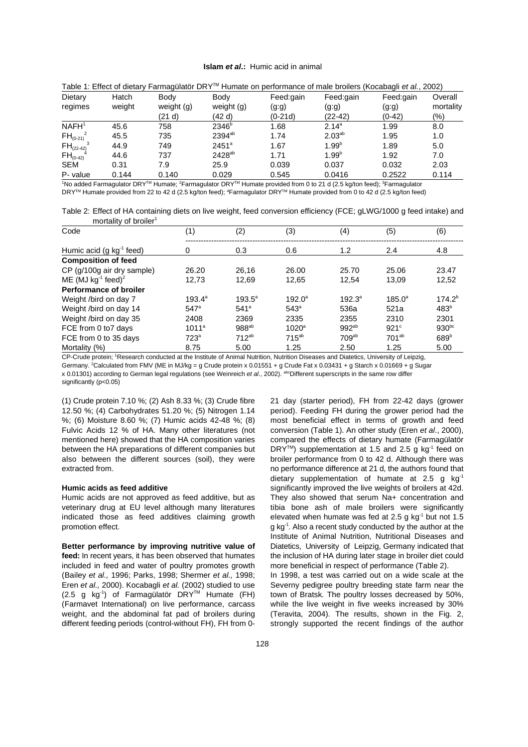Table 1: Effect of dietary Farmagülatör DRY™ Humate on performance of male broilers (Kocabagli *et al.*, 2002)

| Dietary regimes | Hatch weight | Body weight (g) (21 d) | Body weight (g) (42 d) | Feed:gain (g:g) (0-21d) | Feed:gain (g:g) (22-42) | Feed:gain (g:g) (0-42) | Overall mortality (%) |
|---|---|---|---|---|---|---|---|
| NAFH[1] | 45.6 | 758 | 2346[b] | 1.68 | 2.14[a] | 1.99 | 8.0 |
| $FH_{(0-21)}$[2] | 45.5 | 735 | 2394[ab] | 1.74 | 2.03[ab] | 1.95 | 1.0 |
| $FH_{(22-42)}$[3] | 44.9 | 749 | 2451[a] | 1.67 | 1.99[b] | 1.89 | 5.0 |
| $FH_{(0-42)}$[4] | 44.6 | 737 | 2428[ab] | 1.71 | 1.99[b] | 1.92 | 7.0 |
| SEM | 0.31 | 7.9 | 25.9 | 0.039 | 0.037 | 0.032 | 2.03 |
| P- value | 0.144 | 0.140 | 0.029 | 0.545 | 0.0416 | 0.2522 | 0.114 |

[1]No added Farmagulator DRY™ Humate; [2]Farmagulator DRY™ Humate provided from 0 to 21 d (2.5 kg/ton feed); [3]Farmagulator DRY™ Humate provided from 22 to 42 d (2.5 kg/ton feed); [4]Farmagulator DRY™ Humate provided from 0 to 42 d (2.5 kg/ton feed)

Table 2: Effect of HA containing diets on live weight, feed conversion efficiency (FCE; gLWG/1000 g feed intake) and mortality of broiler[1]

| Code | (1) | (2) | (3) | (4) | (5) | (6) |
|---|---|---|---|---|---|---|
| Humic acid (g $kg^{-1}$ feed) | 0 | 0.3 | 0.6 | 1.2 | 2.4 | 4.8 |
| **Composition of feed** | | | | | | |
| CP (g/100g air dry sample) | 26.20 | 26,16 | 26.00 | 25.70 | 25.06 | 23.47 |
| ME (MJ $kg^{-1}$ feed)[2] | 12,73 | 12,69 | 12,65 | 12,54 | 13,09 | 12,52 |
| **Performance of broiler** | | | | | | |
| Weight /bird on day 7 | 193.4[a] | 193.5[a] | 192.0[a] | 192.3[a] | 185.0[a] | 174.2[b] |
| Weight /bird on day 14 | 547[a] | 541[a] | 543[a] | 536a | 521a | 483[b] |
| Weight /bird on day 35 | 2408 | 2369 | 2335 | 2355 | 2310 | 2301 |
| FCE from 0 to7 days | 1011[a] | 988[ab] | 1020[a] | 992[ab] | 921[c] | 930[bc] |
| FCE from 0 to 35 days | 723[a] | 712[ab] | 715[ab] | 709[ab] | 701[ab] | 689[b] |
| Mortality (%) | 8.75 | 5.00 | 1.25 | 2.50 | 1.25 | 5.00 |

CP-Crude protein; [1]Research conducted at the Institute of Animal Nutrition, Nutrition Diseases and Diatetics, University of Leipzig, Germany. [2]Calculated from FMV (ME in MJ/kg = g Crude protein x 0.01551 + g Crude Fat x 0.03431 + g Starch x 0.01669 + g Sugar x 0.01301) according to German legal regulations (see Weinreich *et al*., 2002). [abc]Different superscripts in the same row differ significantly (p<0.05)

(1) Crude protein 7.10 %; (2) Ash 8.33 %; (3) Crude fibre 12.50 %; (4) Carbohydrates 51.20 %; (5) Nitrogen 1.14 %; (6) Moisture 8.60 %; (7) Humic acids 42-48 %; (8) Fulvic Acids 12 % of HA. Many other literatures (not mentioned here) showed that the HA composition varies between the HA preparations of different companies but also between the different sources (soil), they were extracted from.

**Humic acids as feed additive**

Humic acids are not approved as feed additive, but as veterinary drug at EU level although many literatures indicated those as feed additives claiming growth promotion effect.

**Better performance by improving nutritive value of feed:** In recent years, it has been observed that humates included in feed and water of poultry promotes growth (Bailey *et al.,* 1996; Parks, 1998; Shermer *et al.,* 1998; Eren *et al.,* 2000). Kocabagli *et al.* (2002) studied to use (2.5 g $kg^{-1}$) of Farmagülatör DRY™ Humate (FH) (Farmavet International) on live performance, carcass weight, and the abdominal fat pad of broilers during different feeding periods (control-without FH), FH from 0-21 day (starter period), FH from 22-42 days (grower period). Feeding FH during the grower period had the most beneficial effect in terms of growth and feed conversion (Table 1). An other study (Eren *et al*., 2000), compared the effects of dietary humate (Farmagülatör DRY™) supplementation at 1.5 and 2.5 g $kg^{-1}$ feed on broiler performance from 0 to 42 d. Although there was no performance difference at 21 d, the authors found that dietary supplementation of humate at 2.5 g $kg^{-1}$ significantly improved the live weights of broilers at 42d. They also showed that serum $Na^+$ concentration and tibia bone ash of male broilers were significantly elevated when humate was fed at 2.5 g $kg^{-1}$ but not 1.5 g $kg^{-1}$. Also a recent study conducted by the author at the Institute of Animal Nutrition, Nutritional Diseases and Diatetics, University of Leipzig, Germany indicated that the inclusion of HA during later stage in broiler diet could more beneficial in respect of performance (Table 2).

In 1998, a test was carried out on a wide scale at the Severny pedigree poultry breeding state farm near the town of Bratsk. The poultry losses decreased by 50%, while the live weight in five weeks increased by 30% (Teravita, 2004). The results, shown in the Fig. 2, strongly supported the recent findings of the author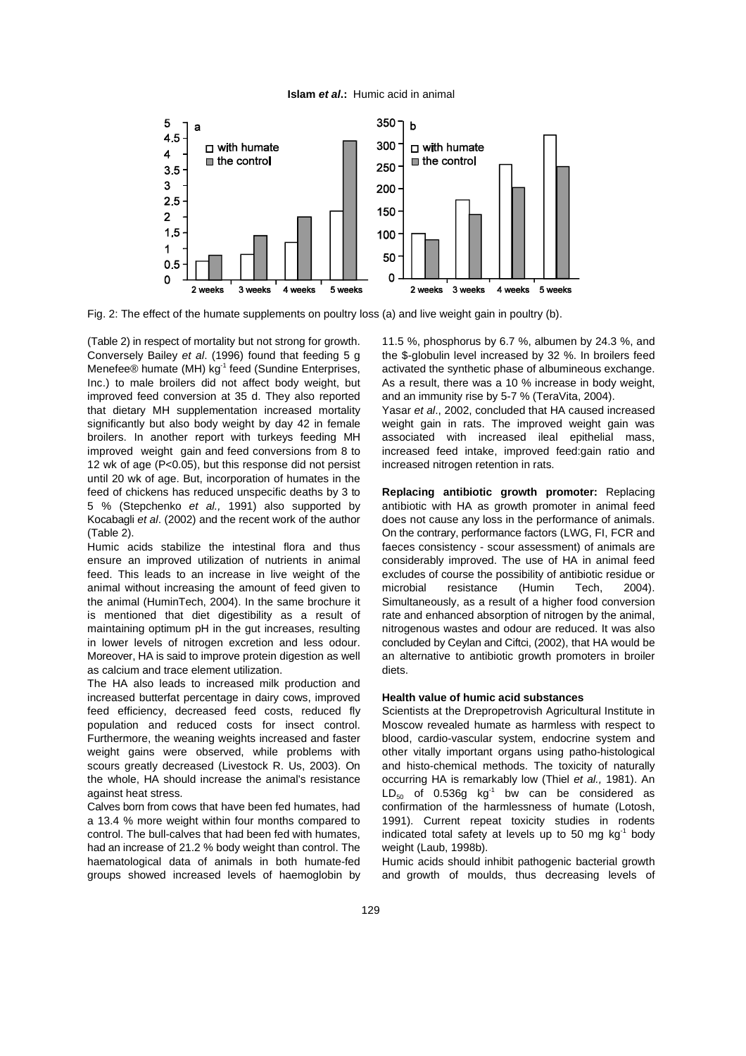Fig. 2: The effect of the humate supplements on poultry loss (a) and live weight gain in poultry (b).

(Table 2) in respect of mortality but not strong for growth. Conversely Bailey *et al*. (1996) found that feeding 5 g Menefee® humate (MH) $kg^{-1}$ feed (Sundine Enterprises, Inc.) to male broilers did not affect body weight, but improved feed conversion at 35 d. They also reported that dietary MH supplementation increased mortality significantly but also body weight by day 42 in female broilers. In another report with turkeys feeding MH improved weight gain and feed conversions from 8 to 12 wk of age ($P<0.05$), but this response did not persist until 20 wk of age. But, incorporation of humates in the feed of chickens has reduced unspecific deaths by 3 to 5 % (Stepchenko *et al.,* 1991) also supported by Kocabagli *et al*. (2002) and the recent work of the author (Table 2).

Humic acids stabilize the intestinal flora and thus ensure an improved utilization of nutrients in animal feed. This leads to an increase in live weight of the animal without increasing the amount of feed given to the animal (HuminTech, 2004). In the same brochure it is mentioned that diet digestibility as a result of maintaining optimum pH in the gut increases, resulting in lower levels of nitrogen excretion and less odour. Moreover, HA is said to improve protein digestion as well as calcium and trace element utilization.

The HA also leads to increased milk production and increased butterfat percentage in dairy cows, improved feed efficiency, decreased feed costs, reduced fly population and reduced costs for insect control. Furthermore, the weaning weights increased and faster weight gains were observed, while problems with scours greatly decreased (Livestock R. Us, 2003). On the whole, HA should increase the animal's resistance against heat stress.

Calves born from cows that have been fed humates, had a 13.4 % more weight within four months compared to control. The bull-calves that had been fed with humates, had an increase of 21.2 % body weight than control. The haematological data of animals in both humate-fed groups showed increased levels of haemoglobin by 11.5 %, phosphorus by 6.7 %, albumen by 24.3 %, and the $-globulin level increased by 32 %. In broilers feed activated the synthetic phase of albumineous exchange. As a result, there was a 10 % increase in body weight, and an immunity rise by 5-7 % (TeraVita, 2004).

Yasar *et al*., 2002, concluded that HA caused increased weight gain in rats. The improved weight gain was associated with increased ileal epithelial mass, increased feed intake, improved feed:gain ratio and increased nitrogen retention in rats.

**Replacing antibiotic growth promoter:** Replacing antibiotic with HA as growth promoter in animal feed does not cause any loss in the performance of animals. On the contrary, performance factors (LWG, FI, FCR and faeces consistency - scour assessment) of animals are considerably improved. The use of HA in animal feed excludes of course the possibility of antibiotic residue or microbial resistance (Humin Tech, 2004). Simultaneously, as a result of a higher food conversion rate and enhanced absorption of nitrogen by the animal, nitrogenous wastes and odour are reduced. It was also concluded by Ceylan and Ciftci, (2002), that HA would be an alternative to antibiotic growth promoters in broiler diets.

**Health value of humic acid substances**

Scientists at the Drepropetrovish Agricultural Institute in Moscow revealed humate as harmless with respect to blood, cardio-vascular system, endocrine system and other vitally important organs using patho-histological and histo-chemical methods. The toxicity of naturally occurring HA is remarkably low (Thiel *et al.,* 1981). An $LD_{50}$ of 0.536g $kg^{-1}$ bw can be considered as confirmation of the harmlessness of humate (Lotosh, 1991). Current repeat toxicity studies in rodents indicated total safety at levels up to 50 mg $kg^{-1}$ body weight (Laub, 1998b).

Humic acids should inhibit pathogenic bacterial growth and growth of moulds, thus decreasing levels of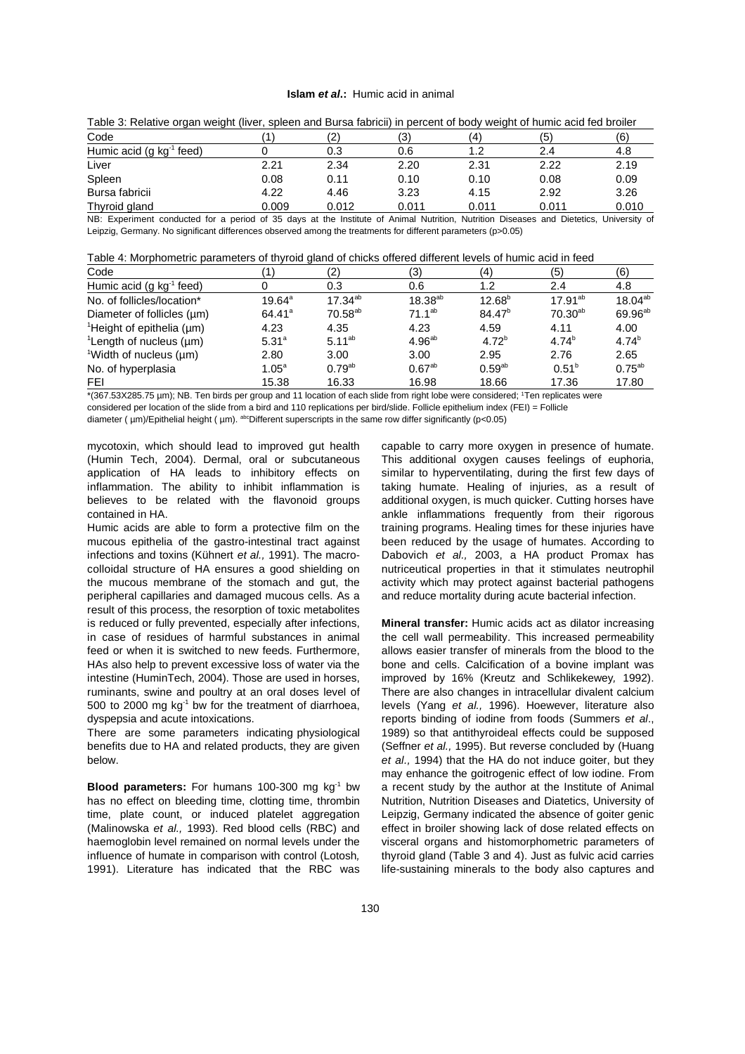Table 3: Relative organ weight (liver, spleen and Bursa fabricii) in percent of body weight of humic acid fed broiler

| Code | (1) | (2) | (3) | (4) | (5) | (6) |
|---|---|---|---|---|---|---|
| Humic acid (g $kg^{-1}$ feed) | 0 | 0.3 | 0.6 | 1.2 | 2.4 | 4.8 |
| Liver | 2.21 | 2.34 | 2.20 | 2.31 | 2.22 | 2.19 |
| Spleen | 0.08 | 0.11 | 0.10 | 0.10 | 0.08 | 0.09 |
| Bursa fabricii | 4.22 | 4.46 | 3.23 | 4.15 | 2.92 | 3.26 |
| Thyroid gland | 0.009 | 0.012 | 0.011 | 0.011 | 0.011 | 0.010 |

NB: Experiment conducted for a period of 35 days at the Institute of Animal Nutrition, Nutrition Diseases and Dietetics, University of Leipzig, Germany. No significant differences observed among the treatments for different parameters (p>0.05)

Table 4: Morphometric parameters of thyroid gland of chicks offered different levels of humic acid in feed

| Code | (1) | (2) | (3) | (4) | (5) | (6) |
|---|---|---|---|---|---|---|
| Humic acid (g $kg^{-1}$ feed) | 0 | 0.3 | 0.6 | 1.2 | 2.4 | 4.8 |
| No. of follicles/location* | $19.64^{a}$ | $17.34^{ab}$ | $18.38^{ab}$ | $12.68^{b}$ | $17.91^{ab}$ | $18.04^{ab}$ |
| Diameter of follicles (µm) | $64.41^{a}$ | $70.58^{ab}$ | $71.1^{ab}$ | $84.47^{b}$ | $70.30^{ab}$ | $69.96^{ab}$ |
| [1]Height of epithelia (µm) | 4.23 | 4.35 | 4.23 | 4.59 | 4.11 | 4.00 |
| [1]Length of nucleus (µm) | $5.31^{a}$ | $5.11^{ab}$ | $4.96^{ab}$ | $4.72^{b}$ | $4.74^{b}$ | $4.74^{b}$ |
| [1]Width of nucleus (µm) | 2.80 | 3.00 | 3.00 | 2.95 | 2.76 | 2.65 |
| No. of hyperplasia | $1.05^{a}$ | $0.79^{ab}$ | $0.67^{ab}$ | $0.59^{ab}$ | $0.51^{b}$ | $0.75^{ab}$ |
| FEI | 15.38 | 16.33 | 16.98 | 18.66 | 17.36 | 17.80 |

*(367.53X285.75 µm); NB. Ten birds per group and 11 location of each slide from right lobe were considered; [1]Ten replicates were considered per location of the slide from a bird and 110 replications per bird/slide. Follicle epithelium index (FEI) = Follicle diameter ( µm)/Epithelial height ( µm). [abc]Different superscripts in the same row differ significantly (p<0.05)

mycotoxin, which should lead to improved gut health (Humin Tech, 2004). Dermal, oral or subcutaneous application of HA leads to inhibitory effects on inflammation. The ability to inhibit inflammation is believes to be related with the flavonoid groups contained in HA.

Humic acids are able to form a protective film on the mucous epithelia of the gastro-intestinal tract against infections and toxins (Kühnert *et al.,* 1991). The macro-colloidal structure of HA ensures a good shielding on the mucous membrane of the stomach and gut, the peripheral capillaries and damaged mucous cells. As a result of this process, the resorption of toxic metabolites is reduced or fully prevented, especially after infections, in case of residues of harmful substances in animal feed or when it is switched to new feeds. Furthermore, HAs also help to prevent excessive loss of water via the intestine (HuminTech, 2004). Those are used in horses, ruminants, swine and poultry at an oral doses level of 500 to 2000 mg $kg^{-1}$ bw for the treatment of diarrhoea, dyspepsia and acute intoxications.

There are some parameters indicating physiological benefits due to HA and related products, they are given below.

**Blood parameters:** For humans 100-300 mg $kg^{-1}$ bw has no effect on bleeding time, clotting time, thrombin time, plate count, or induced platelet aggregation (Malinowska *et al.,* 1993). Red blood cells (RBC) and haemoglobin level remained on normal levels under the influence of humate in comparison with control (Lotosh*,* 1991). Literature has indicated that the RBC was capable to carry more oxygen in presence of humate. This additional oxygen causes feelings of euphoria, similar to hyperventilating, during the first few days of taking humate. Healing of injuries, as a result of additional oxygen, is much quicker. Cutting horses have ankle inflammations frequently from their rigorous training programs. Healing times for these injuries have been reduced by the usage of humates. According to Dabovich *et al.,* 2003, a HA product Promax has nutriceutical properties in that it stimulates neutrophil activity which may protect against bacterial pathogens and reduce mortality during acute bacterial infection.

**Mineral transfer:** Humic acids act as dilator increasing the cell wall permeability. This increased permeability allows easier transfer of minerals from the blood to the bone and cells. Calcification of a bovine implant was improved by 16% (Kreutz and Schlikekewey*,* 1992). There are also changes in intracellular divalent calcium levels (Yang *et al.,* 1996). Hoewever, literature also reports binding of iodine from foods (Summers *et al*., 1989) so that antithyroideal effects could be supposed (Seffner *et al.,* 1995). But reverse concluded by (Huang *et al.,* 1994) that the HA do not induce goiter, but they may enhance the goitrogenic effect of low iodine. From a recent study by the author at the Institute of Animal Nutrition, Nutrition Diseases and Diatetics, University of Leipzig, Germany indicated the absence of goiter genic effect in broiler showing lack of dose related effects on visceral organs and histomorphometric parameters of thyroid gland (Table 3 and 4). Just as fulvic acid carries life-sustaining minerals to the body also captures and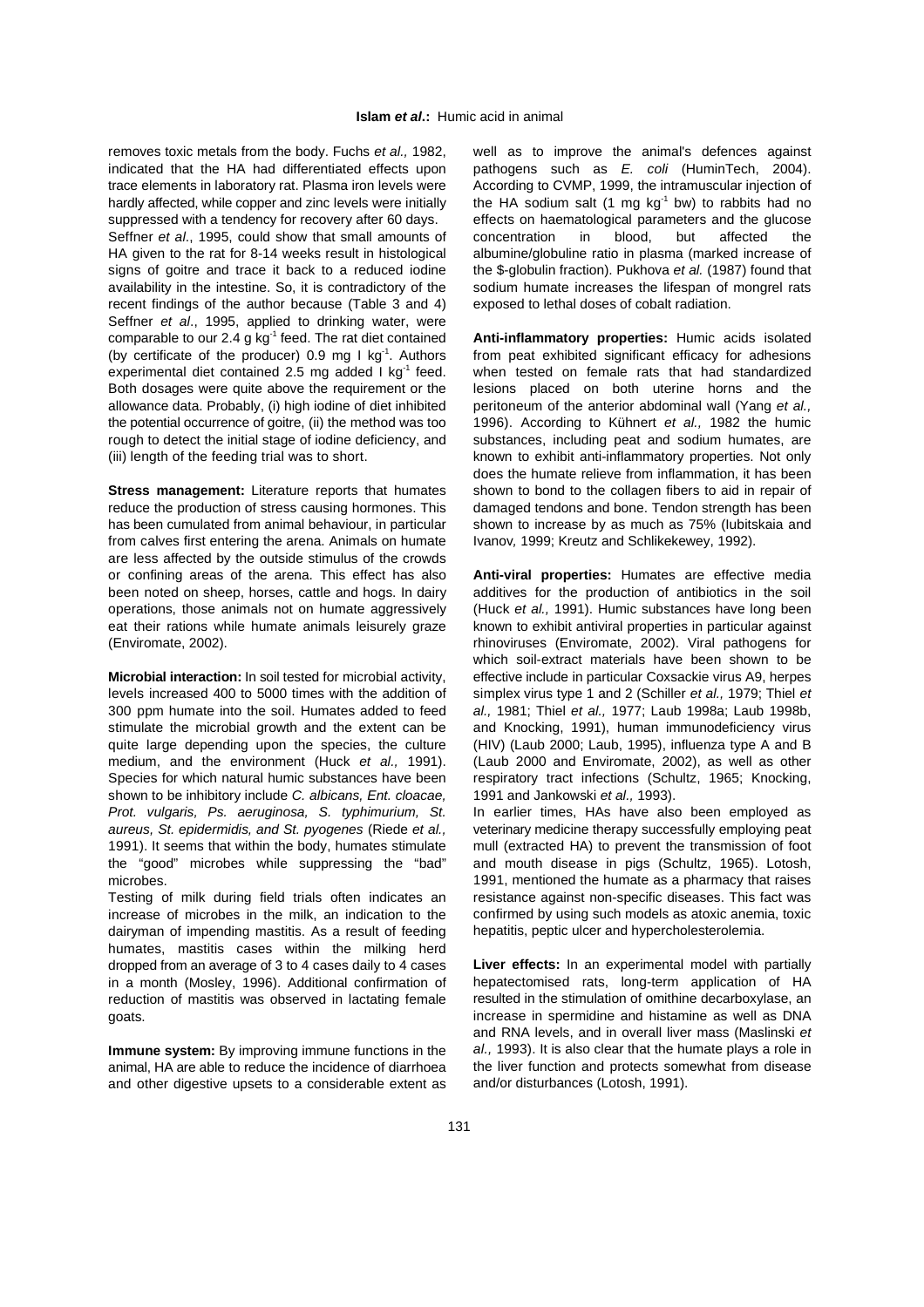removes toxic metals from the body. Fuchs *et al.,* 1982, indicated that the HA had differentiated effects upon trace elements in laboratory rat. Plasma iron levels were hardly affected, while copper and zinc levels were initially suppressed with a tendency for recovery after 60 days.

Seffner *et al*., 1995, could show that small amounts of HA given to the rat for 8-14 weeks result in histological signs of goitre and trace it back to a reduced iodine availability in the intestine. So, it is contradictory of the recent findings of the author because (Table 3 and 4) Seffner *et al*., 1995, applied to drinking water, were comparable to our 2.4 g $kg^{-1}$ feed. The rat diet contained (by certificate of the producer) 0.9 mg I $kg^{-1}$. Authors experimental diet contained 2.5 mg added I $kg^{-1}$ feed. Both dosages were quite above the requirement or the allowance data. Probably, (i) high iodine of diet inhibited the potential occurrence of goitre, (ii) the method was too rough to detect the initial stage of iodine deficiency, and (iii) length of the feeding trial was to short.

**Stress management:** Literature reports that humates reduce the production of stress causing hormones. This has been cumulated from animal behaviour, in particular from calves first entering the arena. Animals on humate are less affected by the outside stimulus of the crowds or confining areas of the arena. This effect has also been noted on sheep, horses, cattle and hogs. In dairy operations, those animals not on humate aggressively eat their rations while humate animals leisurely graze (Enviromate, 2002).

**Microbial interaction:** In soil tested for microbial activity, levels increased 400 to 5000 times with the addition of 300 ppm humate into the soil. Humates added to feed stimulate the microbial growth and the extent can be quite large depending upon the species, the culture medium, and the environment (Huck *et al.,* 1991). Species for which natural humic substances have been shown to be inhibitory include *C. albicans, Ent. cloacae, Prot. vulgaris, Ps. aeruginosa, S. typhimurium, St. aureus, St. epidermidis, and St. pyogenes* (Riede *et al.,* 1991). It seems that within the body, humates stimulate the "good" microbes while suppressing the "bad" microbes.

Testing of milk during field trials often indicates an increase of microbes in the milk, an indication to the dairyman of impending mastitis. As a result of feeding humates, mastitis cases within the milking herd dropped from an average of 3 to 4 cases daily to 4 cases in a month (Mosley, 1996). Additional confirmation of reduction of mastitis was observed in lactating female goats.

**Immune system:** By improving immune functions in the animal, HA are able to reduce the incidence of diarrhoea and other digestive upsets to a considerable extent as well as to improve the animal's defences against pathogens such as *E. coli* (HuminTech, 2004). According to CVMP, 1999, the intramuscular injection of the HA sodium salt (1 mg $kg^{-1}$ bw) to rabbits had no effects on haematological parameters and the glucose concentration in blood, but affected the albumine/globuline ratio in plasma (marked increase of the $-globulin fraction). Pukhova *et al.* (1987) found that sodium humate increases the lifespan of mongrel rats exposed to lethal doses of cobalt radiation.

**Anti-inflammatory properties:** Humic acids isolated from peat exhibited significant efficacy for adhesions when tested on female rats that had standardized lesions placed on both uterine horns and the peritoneum of the anterior abdominal wall (Yang *et al.,* 1996). According to Kühnert *et al.,* 1982 the humic substances, including peat and sodium humates, are known to exhibit anti-inflammatory properties. Not only does the humate relieve from inflammation, it has been shown to bond to the collagen fibers to aid in repair of damaged tendons and bone. Tendon strength has been shown to increase by as much as 75% (Iubitskaia and Ivanov*,* 1999; Kreutz and Schlikekewey, 1992).

**Anti-viral properties:** Humates are effective media additives for the production of antibiotics in the soil (Huck *et al.,* 1991). Humic substances have long been known to exhibit antiviral properties in particular against rhinoviruses (Enviromate, 2002). Viral pathogens for which soil-extract materials have been shown to be effective include in particular Coxsackie virus A9, herpes simplex virus type 1 and 2 (Schiller *et al.,* 1979; Thiel *et al.,* 1981; Thiel *et al.,* 1977; Laub 1998a; Laub 1998b, and Knocking, 1991), human immunodeficiency virus (HIV) (Laub 2000; Laub, 1995), influenza type A and B (Laub 2000 and Enviromate, 2002), as well as other respiratory tract infections (Schultz, 1965; Knocking, 1991 and Jankowski *et al.,* 1993).

In earlier times, HAs have also been employed as veterinary medicine therapy successfully employing peat mull (extracted HA) to prevent the transmission of foot and mouth disease in pigs (Schultz, 1965). Lotosh, 1991, mentioned the humate as a pharmacy that raises resistance against non-specific diseases. This fact was confirmed by using such models as atoxic anemia, toxic hepatitis, peptic ulcer and hypercholesterolemia.

**Liver effects:** In an experimental model with partially hepatectomised rats, long-term application of HA resulted in the stimulation of omithine decarboxylase, an increase in spermidine and histamine as well as DNA and RNA levels, and in overall liver mass (Maslinski *et al.,* 1993). It is also clear that the humate plays a role in the liver function and protects somewhat from disease and/or disturbances (Lotosh, 1991).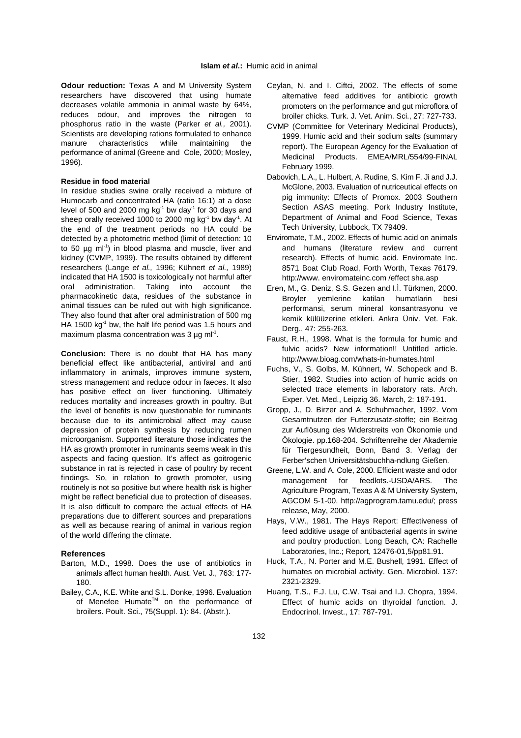**Odour reduction:** Texas A and M University System researchers have discovered that using humate decreases volatile ammonia in animal waste by 64%, reduces odour, and improves the nitrogen to phosphorus ratio in the waste (Parker *et al.,* 2001). Scientists are developing rations formulated to enhance manure characteristics while maintaining the performance of animal (Greene and Cole, 2000; Mosley, 1996).

**Residue in food material**

In residue studies swine orally received a mixture of Humocarb and concentrated HA (ratio 16:1) at a dose level of 500 and 2000 mg $kg^{-1}$ bw $day^{-1}$ for 30 days and sheep orally received 1000 to 2000 mg $kg^{-1}$ bw $day^{-1}$. At the end of the treatment periods no HA could be detected by a photometric method (limit of detection: 10 to 50 µg $ml^{-1}$) in blood plasma and muscle, liver and kidney (CVMP, 1999). The results obtained by different researchers (Lange *et al.,* 1996; Kühnert *et al.,* 1989) indicated that HA 1500 is toxicologically not harmful after oral administration. Taking into account the pharmacokinetic data, residues of the substance in animal tissues can be ruled out with high significance. They also found that after oral administration of 500 mg HA 1500 $kg^{-1}$ bw, the half life period was 1.5 hours and maximum plasma concentration was 3 µg $ml^{-1}$.

**Conclusion:** There is no doubt that HA has many beneficial effect like antibacterial, antiviral and anti inflammatory in animals, improves immune system, stress management and reduce odour in faeces. It also has positive effect on liver functioning. Ultimately reduces mortality and increases growth in poultry. But the level of benefits is now questionable for ruminants because due to its antimicrobial affect may cause depression of protein synthesis by reducing rumen microorganism. Supported literature those indicates the HA as growth promoter in ruminants seems weak in this aspects and facing question. It's affect as goitrogenic substance in rat is rejected in case of poultry by recent findings. So, in relation to growth promoter, using routinely is not so positive but where health risk is higher might be reflect beneficial due to protection of diseases. It is also difficult to compare the actual effects of HA preparations due to different sources and preparations as well as because rearing of animal in various region of the world differing the climate.

## References

Barton, M.D., 1998. Does the use of antibiotics in animals affect human health. Aust. Vet. J., 763: 177-180.

Bailey, C.A., K.E. White and S.L. Donke, 1996. Evaluation of Menefee Humate™ on the performance of broilers. Poult. Sci., 75(Suppl. 1): 84. (Abstr.).

Ceylan, N. and I. Ciftci, 2002. The effects of some alternative feed additives for antibiotic growth promoters on the performance and gut microflora of broiler chicks. Turk. J. Vet. Anim. Sci., 27: 727-733.

CVMP (Committee for Veterinary Medicinal Products), 1999. Humic acid and their sodium salts (summary report). The European Agency for the Evaluation of Medicinal Products. EMEA/MRL/554/99-FINAL February 1999.

Dabovich, L.A., L. Hulbert, A. Rudine, S. Kim F. Ji and J.J. McGlone, 2003. Evaluation of nutriceutical effects on pig immunity: Effects of Promox. 2003 Southern Section ASAS meeting. Pork Industry Institute, Department of Animal and Food Science, Texas Tech University, Lubbock, TX 79409.

Enviromate, T.M., 2002. Effects of humic acid on animals and humans (literature review and current research). Effects of humic acid. Enviromate Inc. 8571 Boat Club Road, Forth Worth, Texas 76179. http://www. enviromateinc.com /effect sha.asp

Eren, M., G. Deniz, S.S. Gezen and I.İ. Türkmen, 2000. Broyler yemlerine katilan humatlarin besi performansi, serum mineral konsantrasyonu ve kemik külüüzerine etkileri. Ankra Üniv. Vet. Fak. Derg., 47: 255-263.

Faust, R.H., 1998. What is the formula for humic and fulvic acids? New information!! Untitled article. http://www.bioag.com/whats-in-humates.html

Fuchs, V., S. Golbs, M. Kühnert, W. Schopeck and B. Stier, 1982. Studies into action of humic acids on selected trace elements in laboratory rats. Arch. Exper. Vet. Med., Leipzig 36. March, 2: 187-191.

Gropp, J., D. Birzer and A. Schuhmacher, 1992. Vom Gesamtnutzen der Futterzusatz-stoffe; ein Beitrag zur Auflösung des Widerstreits von Ökonomie und Ökologie. pp.168-204. Schriftenreihe der Akademie für Tiergesundheit, Bonn, Band 3. Verlag der Ferber'schen Universitätsbuchha-ndlung Gießen.

Greene, L.W. and A. Cole, 2000. Efficient waste and odor management for feedlots.-USDA/ARS. The Agriculture Program, Texas A & M University System, AGCOM 5-1-00. http://agprogram.tamu.edu/; press release, May, 2000.

Hays, V.W., 1981. The Hays Report: Effectiveness of feed additive usage of antibacterial agents in swine and poultry production. Long Beach, CA: Rachelle Laboratories, Inc.; Report, 12476-01,5/pp81.91.

Huck, T.A., N. Porter and M.E. Bushell, 1991. Effect of humates on microbial activity. Gen. Microbiol. 137: 2321-2329.

Huang, T.S., F.J. Lu, C.W. Tsai and I.J. Chopra, 1994. Effect of humic acids on thyroidal function. J. Endocrinol. Invest., 17: 787-791.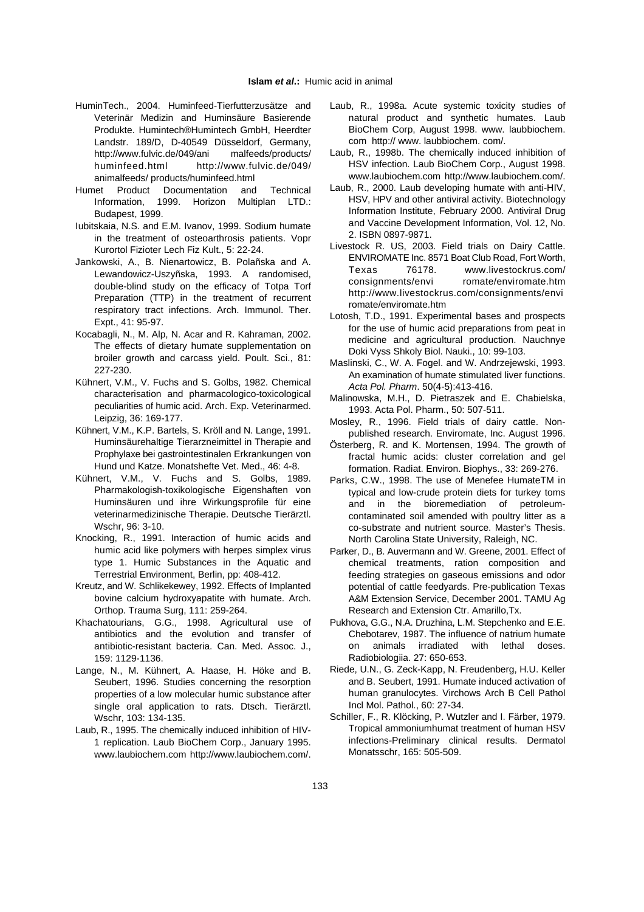HuminTech., 2004. Huminfeed-Tierfutterzusätze and Veterinär Medizin and Huminsäure Basierende Produkte. Humintech®Humintech GmbH, Heerdter Landstr. 189/D, D-40549 Düsseldorf, Germany, http://www.fulvic.de/049/ani malfeeds/products/ huminfeed.html http://www.fulvic.de/049/ animalfeeds/ products/huminfeed.html

Humet Product Documentation and Technical Information, 1999. Horizon Multiplan LTD.: Budapest, 1999.

Iubitskaia, N.S. and E.M. Ivanov, 1999. Sodium humate in the treatment of osteoarthrosis patients. Vopr Kurortol Fizioter Lech Fiz Kult., 5: 22-24.

Jankowski, A., B. Nienartowicz, B. Polañska and A. Lewandowicz-Uszyñska, 1993. A randomised, double-blind study on the efficacy of Totpa Torf Preparation (TTP) in the treatment of recurrent respiratory tract infections. Arch. Immunol. Ther. Expt., 41: 95-97.

Kocabagli, N., M. Alp, N. Acar and R. Kahraman, 2002. The effects of dietary humate supplementation on broiler growth and carcass yield. Poult. Sci., 81: 227-230.

Kühnert, V.M., V. Fuchs and S. Golbs, 1982. Chemical characterisation and pharmacologico-toxicological peculiarities of humic acid. Arch. Exp. Veterinarmed. Leipzig, 36: 169-177.

Kühnert, V.M., K.P. Bartels, S. Kröll and N. Lange, 1991. Huminsäurehaltige Tierarzneimittel in Therapie and Prophylaxe bei gastrointestinalen Erkrankungen von Hund und Katze. Monatshefte Vet. Med., 46: 4-8.

Kühnert, V.M., V. Fuchs and S. Golbs, 1989. Pharmakologish-toxikologische Eigenshaften von Huminsäuren und ihre Wirkungsprofile für eine veterinarmedizinische Therapie. Deutsche Tierärztl. Wschr, 96: 3-10.

Knocking, R., 1991. Interaction of humic acids and humic acid like polymers with herpes simplex virus type 1. Humic Substances in the Aquatic and Terrestrial Environment, Berlin, pp: 408-412.

Kreutz, and W. Schlikekewey, 1992. Effects of Implanted bovine calcium hydroxyapatite with humate. Arch. Orthop. Trauma Surg, 111: 259-264.

Khachatourians, G.G., 1998. Agricultural use of antibiotics and the evolution and transfer of antibiotic-resistant bacteria. Can. Med. Assoc. J., 159: 1129-1136.

Lange, N., M. Kühnert, A. Haase, H. Höke and B. Seubert, 1996. Studies concerning the resorption properties of a low molecular humic substance after single oral application to rats. Dtsch. Tierärztl. Wschr, 103: 134-135.

Laub, R., 1995. The chemically induced inhibition of HIV-1 replication. Laub BioChem Corp., January 1995. www.laubiochem.com http://www.laubiochem.com/.

Laub, R., 1998a. Acute systemic toxicity studies of natural product and synthetic humates. Laub BioChem Corp, August 1998. www. laubbiochem. com http:// www. laubbiochem. com/.

Laub, R., 1998b. The chemically induced inhibition of HSV infection. Laub BioChem Corp., August 1998. www.laubiochem.com http://www.laubiochem.com/.

Laub, R., 2000. Laub developing humate with anti-HIV, HSV, HPV and other antiviral activity. Biotechnology Information Institute, February 2000. Antiviral Drug and Vaccine Development Information, Vol. 12, No. 2. ISBN 0897-9871.

Livestock R. US, 2003. Field trials on Dairy Cattle. ENVIROMATE Inc. 8571 Boat Club Road, Fort Worth, Texas 76178. www.livestockrus.com/ consignments/envi romate/enviromate.htm http://www.livestockrus.com/consignments/envi romate/enviromate.htm

Lotosh, T.D., 1991. Experimental bases and prospects for the use of humic acid preparations from peat in medicine and agricultural production. Nauchnye Doki Vyss Shkoly Biol. Nauki., 10: 99-103.

Maslinski, C., W. A. Fogel. and W. Andrzejewski, 1993. An examination of humate stimulated liver functions. *Acta Pol. Pharm*. 50(4-5):413-416.

Malinowska, M.H., D. Pietraszek and E. Chabielska, 1993. Acta Pol. Pharm., 50: 507-511.

Mosley, R., 1996. Field trials of dairy cattle. Non-published research. Enviromate, Inc. August 1996.

Österberg, R. and K. Mortensen, 1994. The growth of fractal humic acids: cluster correlation and gel formation. Radiat. Environ. Biophys., 33: 269-276.

Parks, C.W., 1998. The use of Menefee HumateTM in typical and low-crude protein diets for turkey toms and in the bioremediation of petroleum-contaminated soil amended with poultry litter as a co-substrate and nutrient source. Master's Thesis. North Carolina State University, Raleigh, NC.

Parker, D., B. Auvermann and W. Greene, 2001. Effect of chemical treatments, ration composition and feeding strategies on gaseous emissions and odor potential of cattle feedyards. Pre-publication Texas A&M Extension Service, December 2001. TAMU Ag Research and Extension Ctr. Amarillo,Tx.

Pukhova, G.G., N.A. Druzhina, L.M. Stepchenko and E.E. Chebotarev, 1987. The influence of natrium humate on animals irradiated with lethal doses. Radiobiologiia. 27: 650-653.

Riede, U.N., G. Zeck-Kapp, N. Freudenberg, H.U. Keller and B. Seubert, 1991. Humate induced activation of human granulocytes. Virchows Arch B Cell Pathol Incl Mol. Pathol., 60: 27-34.

Schiller, F., R. Klöcking, P. Wutzler and I. Färber, 1979. Tropical ammoniumhumat treatment of human HSV infections-Preliminary clinical results. Dermatol Monatsschr, 165: 505-509.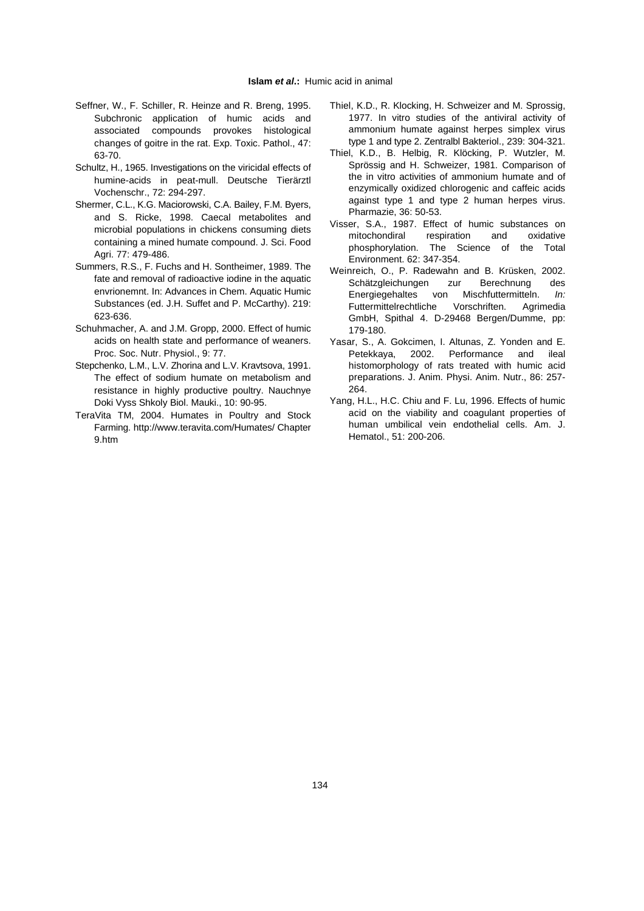Seffner, W., F. Schiller, R. Heinze and R. Breng, 1995. Subchronic application of humic acids and associated compounds provokes histological changes of goitre in the rat. Exp. Toxic. Pathol., 47: 63-70.

Schultz, H., 1965. Investigations on the viricidal effects of humine-acids in peat-mull. Deutsche Tierärztl Vochenschr., 72: 294-297.

Shermer, C.L., K.G. Maciorowski, C.A. Bailey, F.M. Byers, and S. Ricke, 1998. Caecal metabolites and microbial populations in chickens consuming diets containing a mined humate compound. J. Sci. Food Agri. 77: 479-486.

Summers, R.S., F. Fuchs and H. Sontheimer, 1989. The fate and removal of radioactive iodine in the aquatic envrionemnt. In: Advances in Chem. Aquatic Humic Substances (ed. J.H. Suffet and P. McCarthy). 219: 623-636.

Schuhmacher, A. and J.M. Gropp, 2000. Effect of humic acids on health state and performance of weaners. Proc. Soc. Nutr. Physiol., 9: 77.

Stepchenko, L.M., L.V. Zhorina and L.V. Kravtsova, 1991. The effect of sodium humate on metabolism and resistance in highly productive poultry. Nauchnye Doki Vyss Shkoly Biol. Mauki., 10: 90-95.

TeraVita TM, 2004. Humates in Poultry and Stock Farming. http://www.teravita.com/Humates/ Chapter 9.htm

Thiel, K.D., R. Klocking, H. Schweizer and M. Sprossig, 1977. In vitro studies of the antiviral activity of ammonium humate against herpes simplex virus type 1 and type 2. Zentralbl Bakteriol., 239: 304-321.

Thiel, K.D., B. Helbig, R. Klöcking, P. Wutzler, M. Sprössig and H. Schweizer, 1981. Comparison of the in vitro activities of ammonium humate and of enzymically oxidized chlorogenic and caffeic acids against type 1 and type 2 human herpes virus. Pharmazie, 36: 50-53.

Visser, S.A., 1987. Effect of humic substances on mitochondiral respiration and oxidative phosphorylation. The Science of the Total Environment. 62: 347-354.

Weinreich, O., P. Radewahn and B. Krüsken, 2002. Schätzgleichungen zur Berechnung des Energiegehaltes von Mischfuttermitteln. *In:* Futtermittelrechtliche Vorschriften. Agrimedia GmbH, Spithal 4. D-29468 Bergen/Dumme, pp: 179-180.

Yasar, S., A. Gokcimen, I. Altunas, Z. Yonden and E. Petekkaya, 2002. Performance and ileal histomorphology of rats treated with humic acid preparations. J. Anim. Physi. Anim. Nutr., 86: 257-264.

Yang, H.L., H.C. Chiu and F. Lu, 1996. Effects of humic acid on the viability and coagulant properties of human umbilical vein endothelial cells. Am. J. Hematol., 51: 200-206.